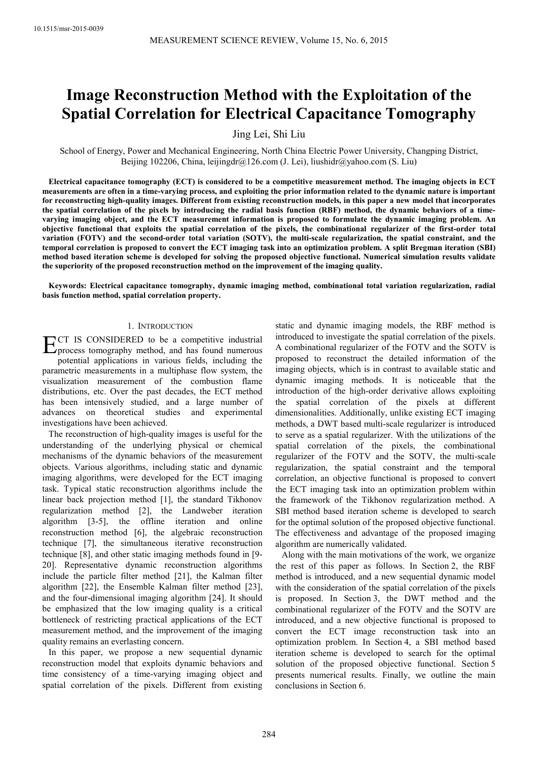10.1515/msr-2015-0039

# Image Reconstruction Method with the Exploitation of the Spatial Correlation for Electrical Capacitance Tomography

Jing Lei, Shi Liu

School of Energy, Power and Mechanical Engineering, North China Electric Power University, Changping District, Beijing 102206, China, leijingdr@126.com (J. Lei), liushidr@yahoo.com (S. Liu)

**Electrical capacitance tomography (ECT) is considered to be a competitive measurement method. The imaging objects in ECT measurements are often in a time-varying process, and exploiting the prior information related to the dynamic nature is important for reconstructing high-quality images. Different from existing reconstruction models, in this paper a new model that incorporates the spatial correlation of the pixels by introducing the radial basis function (RBF) method, the dynamic behaviors of a time-varying imaging object, and the ECT measurement information is proposed to formulate the dynamic imaging problem. An objective functional that exploits the spatial correlation of the pixels, the combinational regularizer of the first-order total variation (FOTV) and the second-order total variation (SOTV), the multi-scale regularization, the spatial constraint, and the temporal correlation is proposed to convert the ECT imaging task into an optimization problem. A split Bregman iteration (SBI) method based iteration scheme is developed for solving the proposed objective functional. Numerical simulation results validate the superiority of the proposed reconstruction method on the improvement of the imaging quality.**

**Keywords: Electrical capacitance tomography, dynamic imaging method, combinational total variation regularization, radial basis function method, spatial correlation property.**

## 1. INTRODUCTION

ECT IS CONSIDERED to be a competitive industrial process tomography method, and has found numerous potential applications in various fields, including the parametric measurements in a multiphase flow system, the visualization measurement of the combustion flame distributions, etc. Over the past decades, the ECT method has been intensively studied, and a large number of advances on theoretical studies and experimental investigations have been achieved.

The reconstruction of high-quality images is useful for the understanding of the underlying physical or chemical mechanisms of the dynamic behaviors of the measurement objects. Various algorithms, including static and dynamic imaging algorithms, were developed for the ECT imaging task. Typical static reconstruction algorithms include the linear back projection method [1], the standard Tikhonov regularization method [2], the Landweber iteration algorithm [3-5], the offline iteration and online reconstruction method [6], the algebraic reconstruction technique [7], the simultaneous iterative reconstruction technique [8], and other static imaging methods found in [9-20]. Representative dynamic reconstruction algorithms include the particle filter method [21], the Kalman filter algorithm [22], the Ensemble Kalman filter method [23], and the four-dimensional imaging algorithm [24]. It should be emphasized that the low imaging quality is a critical bottleneck of restricting practical applications of the ECT measurement method, and the improvement of the imaging quality remains an everlasting concern.

In this paper, we propose a new sequential dynamic reconstruction model that exploits dynamic behaviors and time consistency of a time-varying imaging object and spatial correlation of the pixels. Different from existing static and dynamic imaging models, the RBF method is introduced to investigate the spatial correlation of the pixels. A combinational regularizer of the FOTV and the SOTV is proposed to reconstruct the detailed information of the imaging objects, which is in contrast to available static and dynamic imaging methods. It is noticeable that the introduction of the high-order derivative allows exploiting the spatial correlation of the pixels at different dimensionalities. Additionally, unlike existing ECT imaging methods, a DWT based multi-scale regularizer is introduced to serve as a spatial regularizer. With the utilizations of the spatial correlation of the pixels, the combinational regularizer of the FOTV and the SOTV, the multi-scale regularization, the spatial constraint and the temporal correlation, an objective functional is proposed to convert the ECT imaging task into an optimization problem within the framework of the Tikhonov regularization method. A SBI method based iteration scheme is developed to search for the optimal solution of the proposed objective functional. The effectiveness and advantage of the proposed imaging algorithm are numerically validated.

Along with the main motivations of the work, we organize the rest of this paper as follows. In Section 2, the RBF method is introduced, and a new sequential dynamic model with the consideration of the spatial correlation of the pixels is proposed. In Section 3, the DWT method and the combinational regularizer of the FOTV and the SOTV are introduced, and a new objective functional is proposed to convert the ECT image reconstruction task into an optimization problem. In Section 4, a SBI method based iteration scheme is developed to search for the optimal solution of the proposed objective functional. Section 5 presents numerical results. Finally, we outline the main conclusions in Section 6.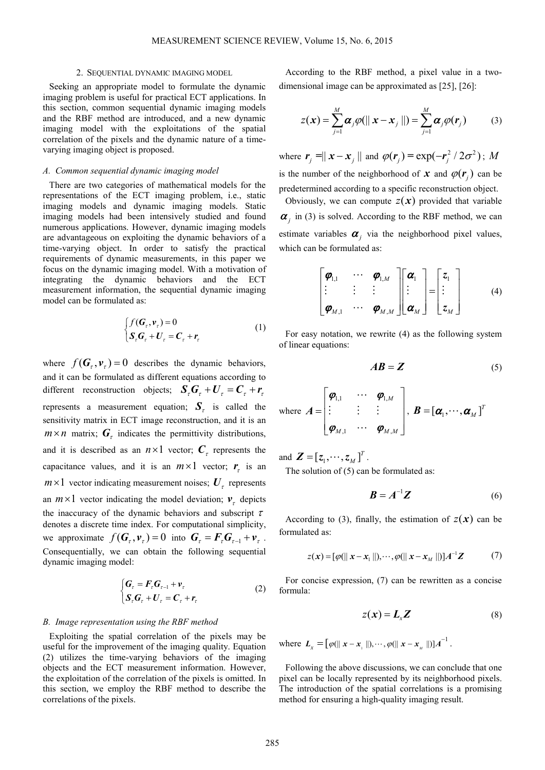## 2. SEQUENTIAL DYNAMIC IMAGING MODEL

Seeking an appropriate model to formulate the dynamic imaging problem is useful for practical ECT applications. In this section, common sequential dynamic imaging models and the RBF method are introduced, and a new dynamic imaging model with the exploitations of the spatial correlation of the pixels and the dynamic nature of a time-varying imaging object is proposed.

### A. Common sequential dynamic imaging model

There are two categories of mathematical models for the representations of the ECT imaging problem, i.e., static imaging models and dynamic imaging models. Static imaging models had been intensively studied and found numerous applications. However, dynamic imaging models are advantageous on exploiting the dynamic behaviors of a time-varying object. In order to satisfy the practical requirements of dynamic measurements, in this paper we focus on the dynamic imaging model. With a motivation of integrating the dynamic behaviors and the ECT measurement information, the sequential dynamic imaging model can be formulated as:

$$\begin{cases} f(\boldsymbol{G}_\tau, \boldsymbol{v}_\tau) = 0 \\ \boldsymbol{S}_\tau \boldsymbol{G}_\tau + \boldsymbol{U}_\tau = \boldsymbol{C}_\tau + \boldsymbol{r}_\tau \end{cases} \tag{1}$$

where $f(\boldsymbol{G}_\tau, \boldsymbol{v}_\tau) = 0$ describes the dynamic behaviors, and it can be formulated as different equations according to different reconstruction objects; $\boldsymbol{S}_\tau \boldsymbol{G}_\tau + \boldsymbol{U}_\tau = \boldsymbol{C}_\tau + \boldsymbol{r}_\tau$ represents a measurement equation; $\boldsymbol{S}_\tau$ is called the sensitivity matrix in ECT image reconstruction, and it is an $m \times n$ matrix; $\boldsymbol{G}_\tau$ indicates the permittivity distributions, and it is described as an $n \times 1$ vector; $\boldsymbol{C}_\tau$ represents the capacitance values, and it is an $m \times 1$ vector; $\boldsymbol{r}_\tau$ is an $m \times 1$ vector indicating measurement noises; $\boldsymbol{U}_\tau$ represents an $m \times 1$ vector indicating the model deviation; $\boldsymbol{v}_\tau$ depicts the inaccuracy of the dynamic behaviors and subscript $\tau$ denotes a discrete time index. For computational simplicity, we approximate $f(\boldsymbol{G}_\tau, \boldsymbol{v}_\tau) = 0$ into $\boldsymbol{G}_\tau = \boldsymbol{F}_\tau \boldsymbol{G}_{\tau-1} + \boldsymbol{v}_\tau$. Consequentially, we can obtain the following sequential dynamic imaging model:

$$\begin{cases} \boldsymbol{G}_\tau = \boldsymbol{F}_\tau \boldsymbol{G}_{\tau-1} + \boldsymbol{v}_\tau \\ \boldsymbol{S}_\tau \boldsymbol{G}_\tau + \boldsymbol{U}_\tau = \boldsymbol{C}_\tau + \boldsymbol{r}_\tau \end{cases} \tag{2}$$

### B. Image representation using the RBF method

Exploiting the spatial correlation of the pixels may be useful for the improvement of the imaging quality. Equation (2) utilizes the time-varying behaviors of the imaging objects and the ECT measurement information. However, the exploitation of the correlation of the pixels is omitted. In this section, we employ the RBF method to describe the correlations of the pixels.

According to the RBF method, a pixel value in a two-dimensional image can be approximated as [25], [26]:

$$z(\boldsymbol{x}) = \sum_{j=1}^{M} \boldsymbol{\alpha}_j \varphi(\| \boldsymbol{x} - \boldsymbol{x}_j \|) = \sum_{j=1}^{M} \boldsymbol{\alpha}_j \varphi(\boldsymbol{r}_j) \tag{3}$$

where $\boldsymbol{r}_j = \| \boldsymbol{x} - \boldsymbol{x}_j \|$ and $\varphi(\boldsymbol{r}_j) = \exp(-\boldsymbol{r}_j^2 / 2\sigma^2)$; $M$ is the number of the neighborhood of $\boldsymbol{x}$ and $\varphi(\boldsymbol{r}_j)$ can be predetermined according to a specific reconstruction object.

Obviously, we can compute $z(\boldsymbol{x})$ provided that variable $\boldsymbol{\alpha}_j$ in (3) is solved. According to the RBF method, we can estimate variables $\boldsymbol{\alpha}_j$ via the neighborhood pixel values, which can be formulated as:

$$\begin{bmatrix} \boldsymbol{\varphi}_{1,1} & \cdots & \boldsymbol{\varphi}_{1,M} \\ \vdots & \vdots & \vdots \\ \boldsymbol{\varphi}_{M,1} & \cdots & \boldsymbol{\varphi}_{M,M} \end{bmatrix} \begin{bmatrix} \boldsymbol{\alpha}_1 \\ \vdots \\ \boldsymbol{\alpha}_M \end{bmatrix} = \begin{bmatrix} \boldsymbol{z}_1 \\ \vdots \\ \boldsymbol{z}_M \end{bmatrix} \tag{4}$$

For easy notation, we rewrite (4) as the following system of linear equations:

$$\boldsymbol{A}\boldsymbol{B} = \boldsymbol{Z} \tag{5}$$

where $\boldsymbol{A} = \begin{bmatrix} \boldsymbol{\varphi}_{1,1} & \cdots & \boldsymbol{\varphi}_{1,M} \\ \vdots & \vdots & \vdots \\ \boldsymbol{\varphi}_{M,1} & \cdots & \boldsymbol{\varphi}_{M,M} \end{bmatrix}$, $\boldsymbol{B} = [\boldsymbol{\alpha}_1, \cdots, \boldsymbol{\alpha}_M]^T$ and $\boldsymbol{Z} = [z_1, \cdots, z_M]^T$.

The solution of (5) can be formulated as:

$$\boldsymbol{B} = \boldsymbol{A}^{-1}\boldsymbol{Z} \tag{6}$$

According to (3), finally, the estimation of $z(\boldsymbol{x})$ can be formulated as:

$$z(\boldsymbol{x}) = [\varphi(\| \boldsymbol{x} - \boldsymbol{x}_1 \|), \cdots, \varphi(\| \boldsymbol{x} - \boldsymbol{x}_M \|)]\boldsymbol{A}^{-1}\boldsymbol{Z} \tag{7}$$

For concise expression, (7) can be rewritten as a concise formula:

$$z(\boldsymbol{x}) = \boldsymbol{L}_x \boldsymbol{Z} \tag{8}$$

where $\boldsymbol{L}_x = [\varphi(\| \boldsymbol{x} - \boldsymbol{x}_1 \|), \cdots, \varphi(\| \boldsymbol{x} - \boldsymbol{x}_M \|)]\boldsymbol{A}^{-1}$.

Following the above discussions, we can conclude that one pixel can be locally represented by its neighborhood pixels. The introduction of the spatial correlations is a promising method for ensuring a high-quality imaging result.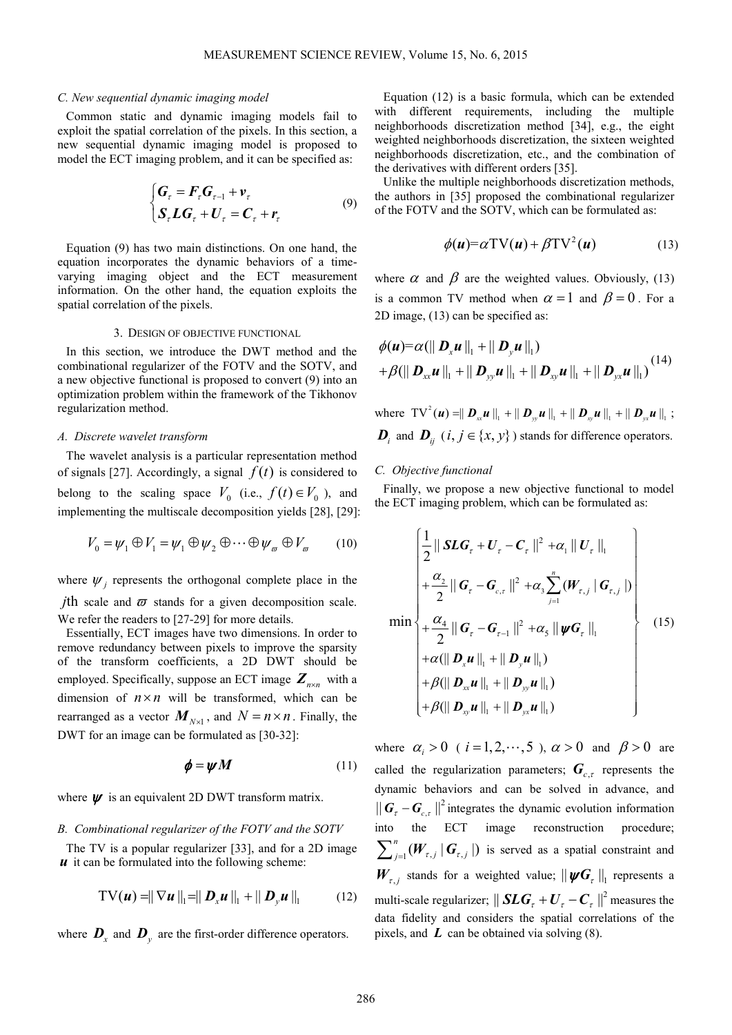### C. New sequential dynamic imaging model

Common static and dynamic imaging models fail to exploit the spatial correlation of the pixels. In this section, a new sequential dynamic imaging model is proposed to model the ECT imaging problem, and it can be specified as:

$$\begin{cases} \boldsymbol{G}_\tau = \boldsymbol{F}_\tau \boldsymbol{G}_{\tau-1} + \boldsymbol{v}_\tau \\ \boldsymbol{S}_\tau \boldsymbol{L} \boldsymbol{G}_\tau + \boldsymbol{U}_\tau = \boldsymbol{C}_\tau + \boldsymbol{r}_\tau \end{cases} \tag{9}$$

Equation (9) has two main distinctions. On one hand, the equation incorporates the dynamic behaviors of a time-varying imaging object and the ECT measurement information. On the other hand, the equation exploits the spatial correlation of the pixels.

## 3. Design of objective functional

In this section, we introduce the DWT method and the combinational regularizer of the FOTV and the SOTV, and a new objective functional is proposed to convert (9) into an optimization problem within the framework of the Tikhonov regularization method.

### A. Discrete wavelet transform

The wavelet analysis is a particular representation method of signals [27]. Accordingly, a signal $f(t)$ is considered to belong to the scaling space $V_0$ (i.e., $f(t) \in V_0$), and implementing the multiscale decomposition yields [28], [29]:

$$V_0 = \psi_1 \oplus V_1 = \psi_1 \oplus \psi_2 \oplus \cdots \oplus \psi_\varpi \oplus V_\varpi \tag{10}$$

where $\psi_j$ represents the orthogonal complete place in the $j$th scale and $\varpi$ stands for a given decomposition scale. We refer the readers to [27-29] for more details.

Essentially, ECT images have two dimensions. In order to remove redundancy between pixels to improve the sparsity of the transform coefficients, a 2D DWT should be employed. Specifically, suppose an ECT image $\boldsymbol{Z}_{n\times n}$ with a dimension of $n \times n$ will be transformed, which can be rearranged as a vector $\boldsymbol{M}_{N\times 1}$, and $N = n \times n$. Finally, the DWT for an image can be formulated as [30-32]:

$$\boldsymbol{\phi} = \boldsymbol{\psi} \boldsymbol{M} \tag{11}$$

where $\boldsymbol{\psi}$ is an equivalent 2D DWT transform matrix.

### B. Combinational regularizer of the FOTV and the SOTV

The TV is a popular regularizer [33], and for a 2D image $\boldsymbol{u}$ it can be formulated into the following scheme:

$$\mathrm{TV}(\boldsymbol{u}) = \| \nabla \boldsymbol{u} \|_1 = \| \boldsymbol{D}_x \boldsymbol{u} \|_1 + \| \boldsymbol{D}_y \boldsymbol{u} \|_1 \tag{12}$$

where $\boldsymbol{D}_x$ and $\boldsymbol{D}_y$ are the first-order difference operators.

Equation (12) is a basic formula, which can be extended with different requirements, including the multiple neighborhoods discretization method [34], e.g., the eight weighted neighborhoods discretization, the sixteen weighted neighborhoods discretization, etc., and the combination of the derivatives with different orders [35].

Unlike the multiple neighborhoods discretization methods, the authors in [35] proposed the combinational regularizer of the FOTV and the SOTV, which can be formulated as:

$$\phi(\boldsymbol{u}) = \alpha \mathrm{TV}(\boldsymbol{u}) + \beta \mathrm{TV}^2(\boldsymbol{u}) \tag{13}$$

where $\alpha$ and $\beta$ are the weighted values. Obviously, (13) is a common TV method when $\alpha = 1$ and $\beta = 0$. For a 2D image, (13) can be specified as:

$$\begin{aligned} \phi(\boldsymbol{u}) &= \alpha(\| \boldsymbol{D}_x \boldsymbol{u} \|_1 + \| \boldsymbol{D}_y \boldsymbol{u} \|_1) \\ &+ \beta(\| \boldsymbol{D}_{xx} \boldsymbol{u} \|_1 + \| \boldsymbol{D}_{yy} \boldsymbol{u} \|_1 + \| \boldsymbol{D}_{xy} \boldsymbol{u} \|_1 + \| \boldsymbol{D}_{yx} \boldsymbol{u} \|_1) \end{aligned} \tag{14}$$

where $\mathrm{TV}^2(\boldsymbol{u}) = \| \boldsymbol{D}_{xx} \boldsymbol{u} \|_1 + \| \boldsymbol{D}_{yy} \boldsymbol{u} \|_1 + \| \boldsymbol{D}_{xy} \boldsymbol{u} \|_1 + \| \boldsymbol{D}_{yx} \boldsymbol{u} \|_1$; $\boldsymbol{D}_i$ and $\boldsymbol{D}_{ij}$ ($i, j \in \{x, y\}$) stands for difference operators.

### C. Objective functional

Finally, we propose a new objective functional to model the ECT imaging problem, which can be formulated as:

$$\min \left\{ \begin{aligned} &\frac{1}{2} \| \boldsymbol{SLG}_\tau + \boldsymbol{U}_\tau - \boldsymbol{C}_\tau \|^2 + \alpha_1 \| \boldsymbol{U}_\tau \|_1 \\ &+ \frac{\alpha_2}{2} \| \boldsymbol{G}_\tau - \boldsymbol{G}_{c,\tau} \|^2 + \alpha_3 \sum_{j=1}^{n} (\boldsymbol{W}_{\tau,j} | \boldsymbol{G}_{\tau,j} |) \\ &+ \frac{\alpha_4}{2} \| \boldsymbol{G}_\tau - \boldsymbol{G}_{\tau-1} \|^2 + \alpha_5 \| \boldsymbol{\psi} \boldsymbol{G}_\tau \|_1 \\ &+ \alpha(\| \boldsymbol{D}_x \boldsymbol{u} \|_1 + \| \boldsymbol{D}_y \boldsymbol{u} \|_1) \\ &+ \beta(\| \boldsymbol{D}_{xx} \boldsymbol{u} \|_1 + \| \boldsymbol{D}_{yy} \boldsymbol{u} \|_1) \\ &+ \beta(\| \boldsymbol{D}_{xy} \boldsymbol{u} \|_1 + \| \boldsymbol{D}_{yx} \boldsymbol{u} \|_1) \end{aligned} \right\} \tag{15}$$

where $\alpha_i > 0$ ($i = 1, 2, \cdots, 5$), $\alpha > 0$ and $\beta > 0$ are called the regularization parameters; $\boldsymbol{G}_{c,\tau}$ represents the dynamic behaviors and can be solved in advance, and $\| \boldsymbol{G}_\tau - \boldsymbol{G}_{c,\tau} \|^2$ integrates the dynamic evolution information into the ECT image reconstruction procedure; $\sum_{j=1}^{n} (\boldsymbol{W}_{\tau,j} | \boldsymbol{G}_{\tau,j} |)$ is served as a spatial constraint and $\boldsymbol{W}_{\tau,j}$ stands for a weighted value; $\| \boldsymbol{\psi} \boldsymbol{G}_\tau \|_1$ represents a multi-scale regularizer; $\| \boldsymbol{SLG}_\tau + \boldsymbol{U}_\tau - \boldsymbol{C}_\tau \|^2$ measures the data fidelity and considers the spatial correlations of the pixels, and $\boldsymbol{L}$ can be obtained via solving (8).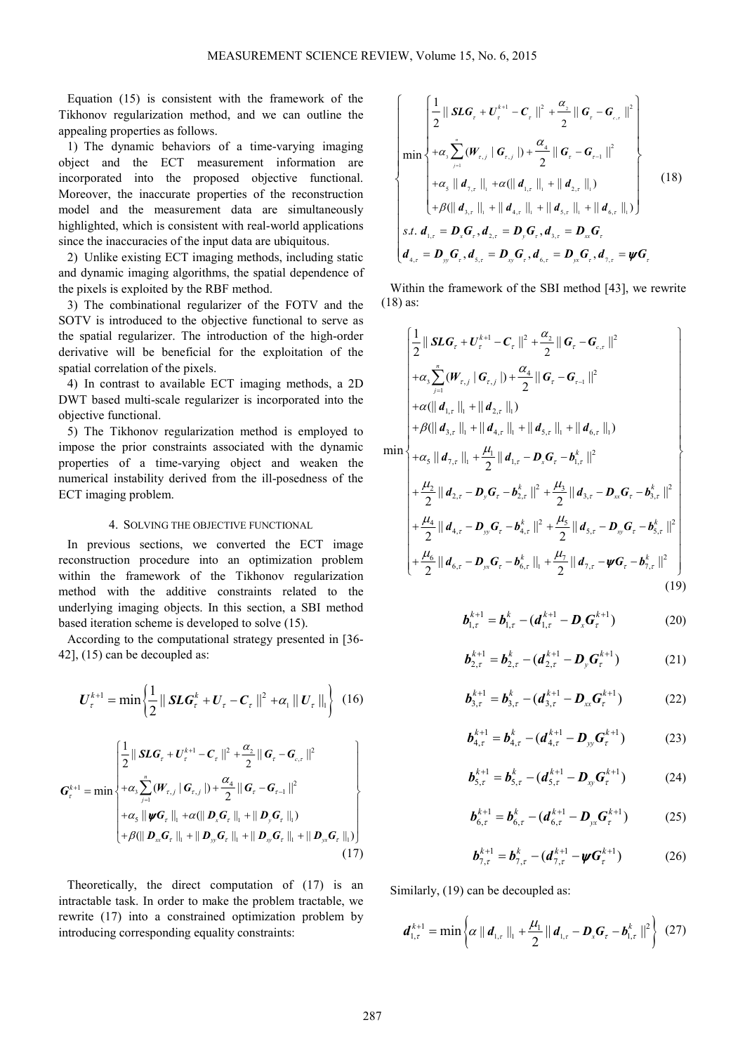Equation (15) is consistent with the framework of the Tikhonov regularization method, and we can outline the appealing properties as follows.

1) The dynamic behaviors of a time-varying imaging object and the ECT measurement information are incorporated into the proposed objective functional. Moreover, the inaccurate properties of the reconstruction model and the measurement data are simultaneously highlighted, which is consistent with real-world applications since the inaccuracies of the input data are ubiquitous.

2) Unlike existing ECT imaging methods, including static and dynamic imaging algorithms, the spatial dependence of the pixels is exploited by the RBF method.

3) The combinational regularizer of the FOTV and the SOTV is introduced to the objective functional to serve as the spatial regularizer. The introduction of the high-order derivative will be beneficial for the exploitation of the spatial correlation of the pixels.

4) In contrast to available ECT imaging methods, a 2D DWT based multi-scale regularizer is incorporated into the objective functional.

5) The Tikhonov regularization method is employed to impose the prior constraints associated with the dynamic properties of a time-varying object and weaken the numerical instability derived from the ill-posedness of the ECT imaging problem.

## 4. Solving the objective functional

In previous sections, we converted the ECT image reconstruction procedure into an optimization problem within the framework of the Tikhonov regularization method with the additive constraints related to the underlying imaging objects. In this section, a SBI method based iteration scheme is developed to solve (15).

According to the computational strategy presented in [36-42], (15) can be decoupled as:

$$\boldsymbol{U}_\tau^{k+1} = \min\left\{\frac{1}{2}\|\boldsymbol{SLG}_\tau^k + \boldsymbol{U}_\tau - \boldsymbol{C}_\tau\|^2 + \alpha_1\|\boldsymbol{U}_\tau\|_1\right\} \quad (16)$$

$$\boldsymbol{G}_\tau^{k+1} = \min\left\{\begin{array}{l}\frac{1}{2}\|\boldsymbol{SLG}_\tau + \boldsymbol{U}_\tau^{k+1} - \boldsymbol{C}_\tau\|^2 + \frac{\alpha_2}{2}\|\boldsymbol{G}_\tau - \boldsymbol{G}_{c,\tau}\|^2 \\ +\alpha_3\sum_{j=1}^{n}(\boldsymbol{W}_{\tau,j}|\boldsymbol{G}_{\tau,j}|) + \frac{\alpha_4}{2}\|\boldsymbol{G}_\tau - \boldsymbol{G}_{\tau-1}\|^2 \\ +\alpha_5\|\boldsymbol{\psi G}_\tau\|_1 + \alpha(\|\boldsymbol{D}_x\boldsymbol{G}_\tau\|_1 + \|\boldsymbol{D}_y\boldsymbol{G}_\tau\|_1) \\ +\beta(\|\boldsymbol{D}_{xx}\boldsymbol{G}_\tau\|_1 + \|\boldsymbol{D}_{yy}\boldsymbol{G}_\tau\|_1 + \|\boldsymbol{D}_{xy}\boldsymbol{G}_\tau\|_1 + \|\boldsymbol{D}_{yx}\boldsymbol{G}_\tau\|_1)\end{array}\right\} \quad (17)$$

Theoretically, the direct computation of (17) is an intractable task. In order to make the problem tractable, we rewrite (17) into a constrained optimization problem by introducing corresponding equality constraints:

$$\begin{cases}\min\left\{\begin{array}{l}\frac{1}{2}\|\boldsymbol{SLG}_\tau + \boldsymbol{U}_\tau^{k+1} - \boldsymbol{C}_\tau\|^2 + \frac{\alpha_2}{2}\|\boldsymbol{G}_\tau - \boldsymbol{G}_{c,\tau}\|^2 \\ +\alpha_3\sum_{j=1}^{n}(\boldsymbol{W}_{\tau,j}|\boldsymbol{G}_{\tau,j}|) + \frac{\alpha_4}{2}\|\boldsymbol{G}_\tau - \boldsymbol{G}_{\tau-1}\|^2 \\ +\alpha_5\|\boldsymbol{d}_{7,\tau}\|_1 + \alpha(\|\boldsymbol{d}_{1,\tau}\|_1 + \|\boldsymbol{d}_{2,\tau}\|_1) \\ +\beta(\|\boldsymbol{d}_{3,\tau}\|_1 + \|\boldsymbol{d}_{4,\tau}\|_1 + \|\boldsymbol{d}_{5,\tau}\|_1 + \|\boldsymbol{d}_{6,\tau}\|_1)\end{array}\right\} \\ s.t.\ \boldsymbol{d}_{1,\tau} = \boldsymbol{D}_x\boldsymbol{G}_\tau, \boldsymbol{d}_{2,\tau} = \boldsymbol{D}_y\boldsymbol{G}_\tau, \boldsymbol{d}_{3,\tau} = \boldsymbol{D}_{xx}\boldsymbol{G}_\tau \\ \boldsymbol{d}_{4,\tau} = \boldsymbol{D}_{yy}\boldsymbol{G}_\tau, \boldsymbol{d}_{5,\tau} = \boldsymbol{D}_{xy}\boldsymbol{G}_\tau, \boldsymbol{d}_{6,\tau} = \boldsymbol{D}_{yx}\boldsymbol{G}_\tau, \boldsymbol{d}_{7,\tau} = \boldsymbol{\psi G}_\tau\end{cases} \quad (18)$$

Within the framework of the SBI method [43], we rewrite (18) as:

$$\min\left\{\begin{array}{l}\frac{1}{2}\|\boldsymbol{SLG}_\tau + \boldsymbol{U}_\tau^{k+1} - \boldsymbol{C}_\tau\|^2 + \frac{\alpha_2}{2}\|\boldsymbol{G}_\tau - \boldsymbol{G}_{c,\tau}\|^2 \\ +\alpha_3\sum_{j=1}^{n}(\boldsymbol{W}_{\tau,j}|\boldsymbol{G}_{\tau,j}|) + \frac{\alpha_4}{2}\|\boldsymbol{G}_\tau - \boldsymbol{G}_{\tau-1}\|^2 \\ +\alpha(\|\boldsymbol{d}_{1,\tau}\|_1 + \|\boldsymbol{d}_{2,\tau}\|_1) \\ +\beta(\|\boldsymbol{d}_{3,\tau}\|_1 + \|\boldsymbol{d}_{4,\tau}\|_1 + \|\boldsymbol{d}_{5,\tau}\|_1 + \|\boldsymbol{d}_{6,\tau}\|_1) \\ +\alpha_5\|\boldsymbol{d}_{7,\tau}\|_1 + \frac{\mu_1}{2}\|\boldsymbol{d}_{1,\tau} - \boldsymbol{D}_x\boldsymbol{G}_\tau - \boldsymbol{b}_{1,\tau}^k\|^2 \\ +\frac{\mu_2}{2}\|\boldsymbol{d}_{2,\tau} - \boldsymbol{D}_y\boldsymbol{G}_\tau - \boldsymbol{b}_{2,\tau}^k\|^2 + \frac{\mu_3}{2}\|\boldsymbol{d}_{3,\tau} - \boldsymbol{D}_{xx}\boldsymbol{G}_\tau - \boldsymbol{b}_{3,\tau}^k\|^2 \\ +\frac{\mu_4}{2}\|\boldsymbol{d}_{4,\tau} - \boldsymbol{D}_{yy}\boldsymbol{G}_\tau - \boldsymbol{b}_{4,\tau}^k\|^2 + \frac{\mu_5}{2}\|\boldsymbol{d}_{5,\tau} - \boldsymbol{D}_{xy}\boldsymbol{G}_\tau - \boldsymbol{b}_{5,\tau}^k\|^2 \\ +\frac{\mu_6}{2}\|\boldsymbol{d}_{6,\tau} - \boldsymbol{D}_{yx}\boldsymbol{G}_\tau - \boldsymbol{b}_{6,\tau}^k\|_1 + \frac{\mu_7}{2}\|\boldsymbol{d}_{7,\tau} - \boldsymbol{\psi G}_\tau - \boldsymbol{b}_{7,\tau}^k\|^2\end{array}\right\} \quad (19)$$

$$\boldsymbol{b}_{1,\tau}^{k+1} = \boldsymbol{b}_{1,\tau}^k - (\boldsymbol{d}_{1,\tau}^{k+1} - \boldsymbol{D}_x\boldsymbol{G}_\tau^{k+1}) \quad (20)$$

$$\boldsymbol{b}_{2,\tau}^{k+1} = \boldsymbol{b}_{2,\tau}^k - (\boldsymbol{d}_{2,\tau}^{k+1} - \boldsymbol{D}_y\boldsymbol{G}_\tau^{k+1}) \quad (21)$$

$$\boldsymbol{b}_{3,\tau}^{k+1} = \boldsymbol{b}_{3,\tau}^k - (\boldsymbol{d}_{3,\tau}^{k+1} - \boldsymbol{D}_{xx}\boldsymbol{G}_\tau^{k+1}) \quad (22)$$

$$\boldsymbol{b}_{4,\tau}^{k+1} = \boldsymbol{b}_{4,\tau}^k - (\boldsymbol{d}_{4,\tau}^{k+1} - \boldsymbol{D}_{yy}\boldsymbol{G}_\tau^{k+1}) \quad (23)$$

$$\boldsymbol{b}_{5,\tau}^{k+1} = \boldsymbol{b}_{5,\tau}^k - (\boldsymbol{d}_{5,\tau}^{k+1} - \boldsymbol{D}_{xy}\boldsymbol{G}_\tau^{k+1}) \quad (24)$$

$$\boldsymbol{b}_{6,\tau}^{k+1} = \boldsymbol{b}_{6,\tau}^k - (\boldsymbol{d}_{6,\tau}^{k+1} - \boldsymbol{D}_{yx}\boldsymbol{G}_\tau^{k+1}) \quad (25)$$

$$\boldsymbol{b}_{7,\tau}^{k+1} = \boldsymbol{b}_{7,\tau}^k - (\boldsymbol{d}_{7,\tau}^{k+1} - \boldsymbol{\psi G}_\tau^{k+1}) \quad (26)$$

Similarly, (19) can be decoupled as:

$$\boldsymbol{d}_{1,\tau}^{k+1} = \min\left\{\alpha\|\boldsymbol{d}_{1,\tau}\|_1 + \frac{\mu_1}{2}\|\boldsymbol{d}_{1,\tau} - \boldsymbol{D}_x\boldsymbol{G}_\tau - \boldsymbol{b}_{1,\tau}^k\|^2\right\} \quad (27)$$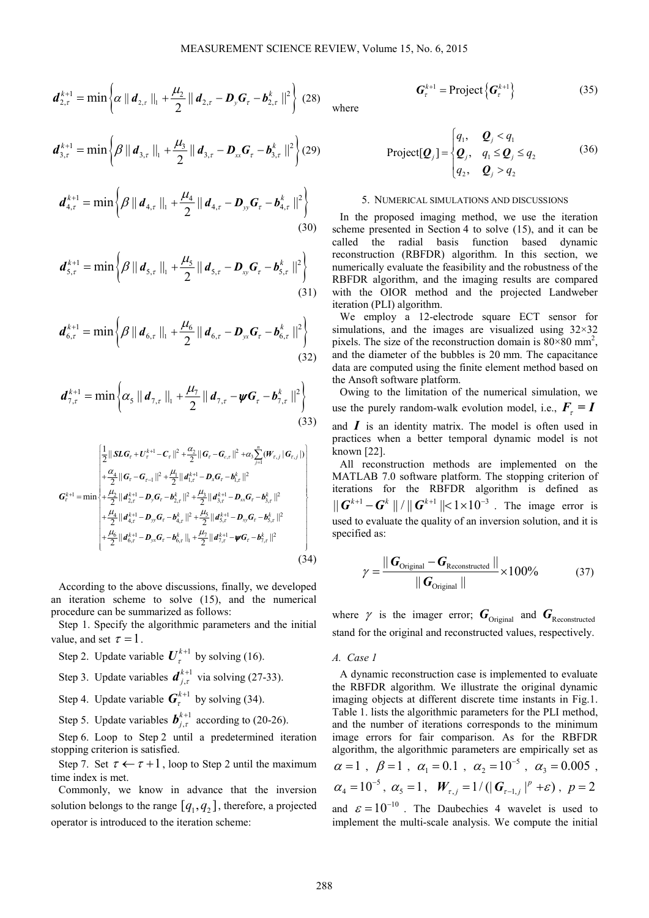$$\boldsymbol{d}_{2,\tau}^{k+1} = \min\left\{\alpha \| \boldsymbol{d}_{2,\tau} \|_1 + \frac{\mu_2}{2} \| \boldsymbol{d}_{2,\tau} - \boldsymbol{D}_y \boldsymbol{G}_\tau - \boldsymbol{b}_{2,\tau}^k \|^2 \right\} \quad (28)$$

$$\boldsymbol{d}_{3,\tau}^{k+1} = \min\left\{\beta \| \boldsymbol{d}_{3,\tau} \|_1 + \frac{\mu_3}{2} \| \boldsymbol{d}_{3,\tau} - \boldsymbol{D}_{xx} \boldsymbol{G}_\tau - \boldsymbol{b}_{3,\tau}^k \|^2 \right\} \quad (29)$$

$$\boldsymbol{d}_{4,\tau}^{k+1} = \min\left\{\beta \| \boldsymbol{d}_{4,\tau} \|_1 + \frac{\mu_4}{2} \| \boldsymbol{d}_{4,\tau} - \boldsymbol{D}_{yy} \boldsymbol{G}_\tau - \boldsymbol{b}_{4,\tau}^k \|^2 \right\} \quad (30)$$

$$\boldsymbol{d}_{5,\tau}^{k+1} = \min\left\{\beta \| \boldsymbol{d}_{5,\tau} \|_1 + \frac{\mu_5}{2} \| \boldsymbol{d}_{5,\tau} - \boldsymbol{D}_{xy} \boldsymbol{G}_\tau - \boldsymbol{b}_{5,\tau}^k \|^2 \right\} \quad (31)$$

$$\boldsymbol{d}_{6,\tau}^{k+1} = \min\left\{\beta \| \boldsymbol{d}_{6,\tau} \|_1 + \frac{\mu_6}{2} \| \boldsymbol{d}_{6,\tau} - \boldsymbol{D}_{yx} \boldsymbol{G}_\tau - \boldsymbol{b}_{6,\tau}^k \|^2 \right\} \quad (32)$$

$$\boldsymbol{d}_{7,\tau}^{k+1} = \min\left\{\alpha_5 \| \boldsymbol{d}_{7,\tau} \|_1 + \frac{\mu_7}{2} \| \boldsymbol{d}_{7,\tau} - \boldsymbol{\psi} \boldsymbol{G}_\tau - \boldsymbol{b}_{7,\tau}^k \|^2 \right\} \quad (33)$$

$$\boldsymbol{G}_\tau^{k+1} = \min\left\{\begin{array}{l} \frac{1}{2}\| \boldsymbol{SLG}_\tau + \boldsymbol{U}_\tau^{k+1} - \boldsymbol{C}_\tau \|^2 + \frac{\alpha_2}{2} \| \boldsymbol{G}_\tau - \boldsymbol{G}_{c,\tau} \|^2 + \alpha_3 \sum_{j=1}^{n} (\boldsymbol{W}_{\tau,j} | \boldsymbol{G}_{\tau,j} |) \\ + \frac{\alpha_4}{2} \| \boldsymbol{G}_\tau - \boldsymbol{G}_{\tau-1} \|^2 + \frac{\mu_1}{2} \| \boldsymbol{d}_{1,\tau}^{k+1} - \boldsymbol{D}_x \boldsymbol{G}_\tau - \boldsymbol{b}_{1,\tau}^k \|^2 \\ + \frac{\mu_2}{2} \| \boldsymbol{d}_{2,\tau}^{k+1} - \boldsymbol{D}_y \boldsymbol{G}_\tau - \boldsymbol{b}_{2,\tau}^k \|^2 + \frac{\mu_3}{2} \| \boldsymbol{d}_{3,\tau}^{k+1} - \boldsymbol{D}_{xx} \boldsymbol{G}_\tau - \boldsymbol{b}_{3,\tau}^k \|^2 \\ + \frac{\mu_4}{2} \| \boldsymbol{d}_{4,\tau}^{k+1} - \boldsymbol{D}_{yy} \boldsymbol{G}_\tau - \boldsymbol{b}_{4,\tau}^k \|^2 + \frac{\mu_5}{2} \| \boldsymbol{d}_{5,\tau}^{k+1} - \boldsymbol{D}_{xy} \boldsymbol{G}_\tau - \boldsymbol{b}_{5,\tau}^k \|^2 \\ + \frac{\mu_6}{2} \| \boldsymbol{d}_{6,\tau}^{k+1} - \boldsymbol{D}_{yx} \boldsymbol{G}_\tau - \boldsymbol{b}_{6,\tau}^k \|_1 + \frac{\mu_7}{2} \| \boldsymbol{d}_{7,\tau}^{k+1} - \boldsymbol{\psi} \boldsymbol{G}_\tau - \boldsymbol{b}_{7,\tau}^k \|^2 \end{array}\right\} \quad (34)$$

According to the above discussions, finally, we developed an iteration scheme to solve (15), and the numerical procedure can be summarized as follows:

Step 1. Specify the algorithmic parameters and the initial value, and set $\tau = 1$.

Step 2. Update variable $\boldsymbol{U}_\tau^{k+1}$ by solving (16).

Step 3. Update variables $\boldsymbol{d}_{j,\tau}^{k+1}$ via solving (27-33).

Step 4. Update variable $\boldsymbol{G}_\tau^{k+1}$ by solving (34).

Step 5. Update variables $\boldsymbol{b}_{j,\tau}^{k+1}$ according to (20-26).

Step 6. Loop to Step 2 until a predetermined iteration stopping criterion is satisfied.

Step 7. Set $\tau \leftarrow \tau + 1$, loop to Step 2 until the maximum time index is met.

Commonly, we know in advance that the inversion solution belongs to the range $[q_1, q_2]$, therefore, a projected operator is introduced to the iteration scheme:

$$\boldsymbol{G}_\tau^{k+1} = \text{Project}\left\{\boldsymbol{G}_\tau^{k+1}\right\} \quad (35)$$

where

$$\text{Project}[\boldsymbol{Q}_j] = \begin{cases} q_1, & \boldsymbol{Q}_j < q_1 \\ \boldsymbol{Q}_j, & q_1 \le \boldsymbol{Q}_j \le q_2 \\ q_2, & \boldsymbol{Q}_j > q_2 \end{cases} \quad (36)$$

## 5. Numerical simulations and discussions

In the proposed imaging method, we use the iteration scheme presented in Section 4 to solve (15), and it can be called the radial basis function based dynamic reconstruction (RBFDR) algorithm. In this section, we numerically evaluate the feasibility and the robustness of the RBFDR algorithm, and the imaging results are compared with the OIOR method and the projected Landweber iteration (PLI) algorithm.

We employ a 12-electrode square ECT sensor for simulations, and the images are visualized using 32×32 pixels. The size of the reconstruction domain is 80×80 mm$^2$, and the diameter of the bubbles is 20 mm. The capacitance data are computed using the finite element method based on the Ansoft software platform.

Owing to the limitation of the numerical simulation, we use the purely random-walk evolution model, i.e., $\boldsymbol{F}_\tau = \boldsymbol{I}$ and $\boldsymbol{I}$ is an identity matrix. The model is often used in practices when a better temporal dynamic model is not known [22].

All reconstruction methods are implemented on the MATLAB 7.0 software platform. The stopping criterion of iterations for the RBFDR algorithm is defined as $\| \boldsymbol{G}^{k+1} - \boldsymbol{G}^k \| / \| \boldsymbol{G}^{k+1} \| < 1 \times 10^{-3}$. The image error is used to evaluate the quality of an inversion solution, and it is specified as:

$$\gamma = \frac{\| \boldsymbol{G}_{\text{Original}} - \boldsymbol{G}_{\text{Reconstructed}} \|}{\| \boldsymbol{G}_{\text{Original}} \|} \times 100\% \quad (37)$$

where $\gamma$ is the imager error; $\boldsymbol{G}_{\text{Original}}$ and $\boldsymbol{G}_{\text{Reconstructed}}$ stand for the original and reconstructed values, respectively.

### A. Case 1

A dynamic reconstruction case is implemented to evaluate the RBFDR algorithm. We illustrate the original dynamic imaging objects at different discrete time instants in Fig.1. Table 1. lists the algorithmic parameters for the PLI method, and the number of iterations corresponds to the minimum image errors for fair comparison. As for the RBFDR algorithm, the algorithmic parameters are empirically set as $\alpha = 1$, $\beta = 1$, $\alpha_1 = 0.1$, $\alpha_2 = 10^{-5}$, $\alpha_3 = 0.005$, $\alpha_4 = 10^{-5}$, $\alpha_5 = 1$, $\boldsymbol{W}_{\tau,j} = 1/(|\boldsymbol{G}_{\tau-1,j}|^p + \varepsilon)$, $p = 2$ and $\varepsilon = 10^{-10}$. The Daubechies 4 wavelet is used to implement the multi-scale analysis. We compute the initial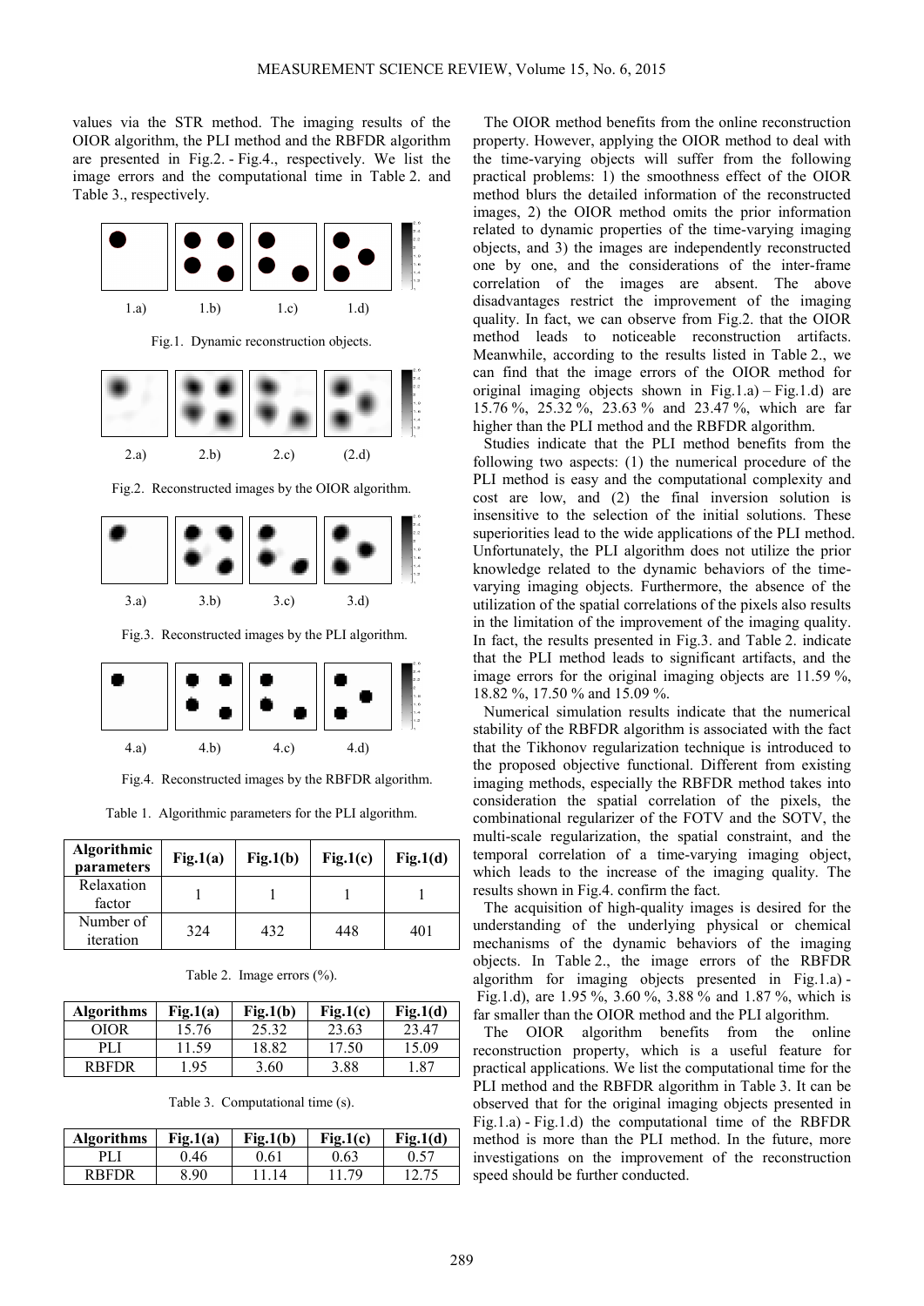values via the STR method. The imaging results of the OIOR algorithm, the PLI method and the RBFDR algorithm are presented in Fig.2. - Fig.4., respectively. We list the image errors and the computational time in Table 2. and Table 3., respectively.

1.a) 1.b) 1.c) 1.d)

Fig.1. Dynamic reconstruction objects.

2.a) 2.b) 2.c) (2.d)

Fig.2. Reconstructed images by the OIOR algorithm.

3.a) 3.b) 3.c) 3.d)

Fig.3. Reconstructed images by the PLI algorithm.

4.a) 4.b) 4.c) 4.d)

Fig.4. Reconstructed images by the RBFDR algorithm.

Table 1. Algorithmic parameters for the PLI algorithm.

| Algorithmic parameters | Fig.1(a) | Fig.1(b) | Fig.1(c) | Fig.1(d) |
|---|---|---|---|---|
| Relaxation factor | 1 | 1 | 1 | 1 |
| Number of iteration | 324 | 432 | 448 | 401 |

Table 2. Image errors (%).

| Algorithms | Fig.1(a) | Fig.1(b) | Fig.1(c) | Fig.1(d) |
|---|---|---|---|---|
| OIOR | 15.76 | 25.32 | 23.63 | 23.47 |
| PLI | 11.59 | 18.82 | 17.50 | 15.09 |
| RBFDR | 1.95 | 3.60 | 3.88 | 1.87 |

Table 3. Computational time (s).

| Algorithms | Fig.1(a) | Fig.1(b) | Fig.1(c) | Fig.1(d) |
|---|---|---|---|---|
| PLI | 0.46 | 0.61 | 0.63 | 0.57 |
| RBFDR | 8.90 | 11.14 | 11.79 | 12.75 |

The OIOR method benefits from the online reconstruction property. However, applying the OIOR method to deal with the time-varying objects will suffer from the following practical problems: 1) the smoothness effect of the OIOR method blurs the detailed information of the reconstructed images, 2) the OIOR method omits the prior information related to dynamic properties of the time-varying imaging objects, and 3) the images are independently reconstructed one by one, and the considerations of the inter-frame correlation of the images are absent. The above disadvantages restrict the improvement of the imaging quality. In fact, we can observe from Fig.2. that the OIOR method leads to noticeable reconstruction artifacts. Meanwhile, according to the results listed in Table 2., we can find that the image errors of the OIOR method for original imaging objects shown in Fig.1.a) – Fig.1.d) are 15.76 %, 25.32 %, 23.63 % and 23.47 %, which are far higher than the PLI method and the RBFDR algorithm.

Studies indicate that the PLI method benefits from the following two aspects: (1) the numerical procedure of the PLI method is easy and the computational complexity and cost are low, and (2) the final inversion solution is insensitive to the selection of the initial solutions. These superiorities lead to the wide applications of the PLI method. Unfortunately, the PLI algorithm does not utilize the prior knowledge related to the dynamic behaviors of the time-varying imaging objects. Furthermore, the absence of the utilization of the spatial correlations of the pixels also results in the limitation of the improvement of the imaging quality. In fact, the results presented in Fig.3. and Table 2. indicate that the PLI method leads to significant artifacts, and the image errors for the original imaging objects are 11.59 %, 18.82 %, 17.50 % and 15.09 %.

Numerical simulation results indicate that the numerical stability of the RBFDR algorithm is associated with the fact that the Tikhonov regularization technique is introduced to the proposed objective functional. Different from existing imaging methods, especially the RBFDR method takes into consideration the spatial correlation of the pixels, the combinational regularizer of the FOTV and the SOTV, the multi-scale regularization, the spatial constraint, and the temporal correlation of a time-varying imaging object, which leads to the increase of the imaging quality. The results shown in Fig.4. confirm the fact.

The acquisition of high-quality images is desired for the understanding of the underlying physical or chemical mechanisms of the dynamic behaviors of the imaging objects. In Table 2., the image errors of the RBFDR algorithm for imaging objects presented in Fig.1.a) - Fig.1.d), are 1.95 %, 3.60 %, 3.88 % and 1.87 %, which is far smaller than the OIOR method and the PLI algorithm.

The OIOR algorithm benefits from the online reconstruction property, which is a useful feature for practical applications. We list the computational time for the PLI method and the RBFDR algorithm in Table 3. It can be observed that for the original imaging objects presented in Fig.1.a) - Fig.1.d) the computational time of the RBFDR method is more than the PLI method. In the future, more investigations on the improvement of the reconstruction speed should be further conducted.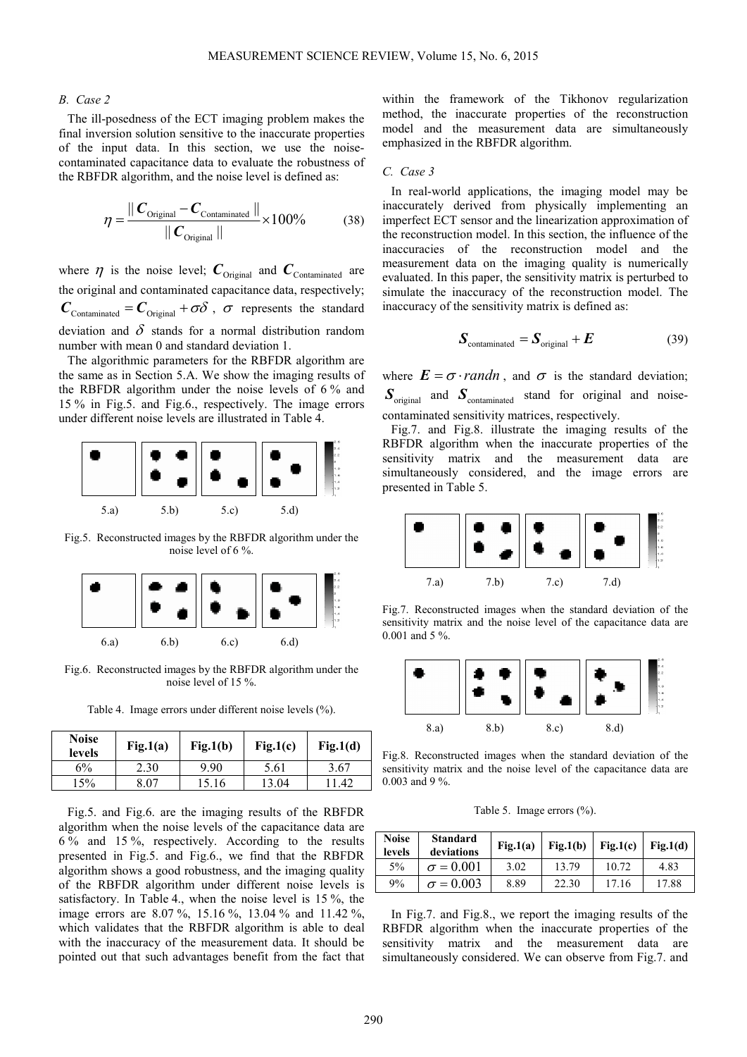### B. Case 2

The ill-posedness of the ECT imaging problem makes the final inversion solution sensitive to the inaccurate properties of the input data. In this section, we use the noise-contaminated capacitance data to evaluate the robustness of the RBFDR algorithm, and the noise level is defined as:

$$\eta = \frac{\| \boldsymbol{C}_{\text{Original}} - \boldsymbol{C}_{\text{Contaminated}} \|}{\| \boldsymbol{C}_{\text{Original}} \|} \times 100\% \tag{38}$$

where $\eta$ is the noise level; $\boldsymbol{C}_{\text{Original}}$ and $\boldsymbol{C}_{\text{Contaminated}}$ are the original and contaminated capacitance data, respectively; $\boldsymbol{C}_{\text{Contaminated}} = \boldsymbol{C}_{\text{Original}} + \sigma\delta$, $\sigma$ represents the standard deviation and $\delta$ stands for a normal distribution random number with mean 0 and standard deviation 1.

The algorithmic parameters for the RBFDR algorithm are the same as in Section 5.A. We show the imaging results of the RBFDR algorithm under the noise levels of 6 % and 15 % in Fig.5. and Fig.6., respectively. The image errors under different noise levels are illustrated in Table 4.

5.a) 5.b) 5.c) 5.d)

Fig.5. Reconstructed images by the RBFDR algorithm under the noise level of 6 %.

6.a) 6.b) 6.c) 6.d)

Fig.6. Reconstructed images by the RBFDR algorithm under the noise level of 15 %.

Table 4. Image errors under different noise levels (%).

| Noise levels | Fig.1(a) | Fig.1(b) | Fig.1(c) | Fig.1(d) |
|---|---|---|---|---|
| 6% | 2.30 | 9.90 | 5.61 | 3.67 |
| 15% | 8.07 | 15.16 | 13.04 | 11.42 |

Fig.5. and Fig.6. are the imaging results of the RBFDR algorithm when the noise levels of the capacitance data are 6 % and 15 %, respectively. According to the results presented in Fig.5. and Fig.6., we find that the RBFDR algorithm shows a good robustness, and the imaging quality of the RBFDR algorithm under different noise levels is satisfactory. In Table 4., when the noise level is 15 %, the image errors are 8.07 %, 15.16 %, 13.04 % and 11.42 %, which validates that the RBFDR algorithm is able to deal with the inaccuracy of the measurement data. It should be pointed out that such advantages benefit from the fact that within the framework of the Tikhonov regularization method, the inaccurate properties of the reconstruction model and the measurement data are simultaneously emphasized in the RBFDR algorithm.

### C. Case 3

In real-world applications, the imaging model may be inaccurately derived from physically implementing an imperfect ECT sensor and the linearization approximation of the reconstruction model. In this section, the influence of the inaccuracies of the reconstruction model and the measurement data on the imaging quality is numerically evaluated. In this paper, the sensitivity matrix is perturbed to simulate the inaccuracy of the reconstruction model. The inaccuracy of the sensitivity matrix is defined as:

$$\boldsymbol{S}_{\text{contaminated}} = \boldsymbol{S}_{\text{original}} + \boldsymbol{E} \tag{39}$$

where $\boldsymbol{E} = \sigma \cdot randn$, and $\sigma$ is the standard deviation; $\boldsymbol{S}_{\text{original}}$ and $\boldsymbol{S}_{\text{contaminated}}$ stand for original and noise-contaminated sensitivity matrices, respectively.

Fig.7. and Fig.8. illustrate the imaging results of the RBFDR algorithm when the inaccurate properties of the sensitivity matrix and the measurement data are simultaneously considered, and the image errors are presented in Table 5.

7.a) 7.b) 7.c) 7.d)

Fig.7. Reconstructed images when the standard deviation of the sensitivity matrix and the noise level of the capacitance data are 0.001 and 5 %.

8.a) 8.b) 8.c) 8.d)

Fig.8. Reconstructed images when the standard deviation of the sensitivity matrix and the noise level of the capacitance data are 0.003 and 9 %.

Table 5. Image errors (%).

| Noise levels | Standard deviations | Fig.1(a) | Fig.1(b) | Fig.1(c) | Fig.1(d) |
|---|---|---|---|---|---|
| 5% | $\sigma = 0.001$ | 3.02 | 13.79 | 10.72 | 4.83 |
| 9% | $\sigma = 0.003$ | 8.89 | 22.30 | 17.16 | 17.88 |

In Fig.7. and Fig.8., we report the imaging results of the RBFDR algorithm when the inaccurate properties of the sensitivity matrix and the measurement data are simultaneously considered. We can observe from Fig.7. and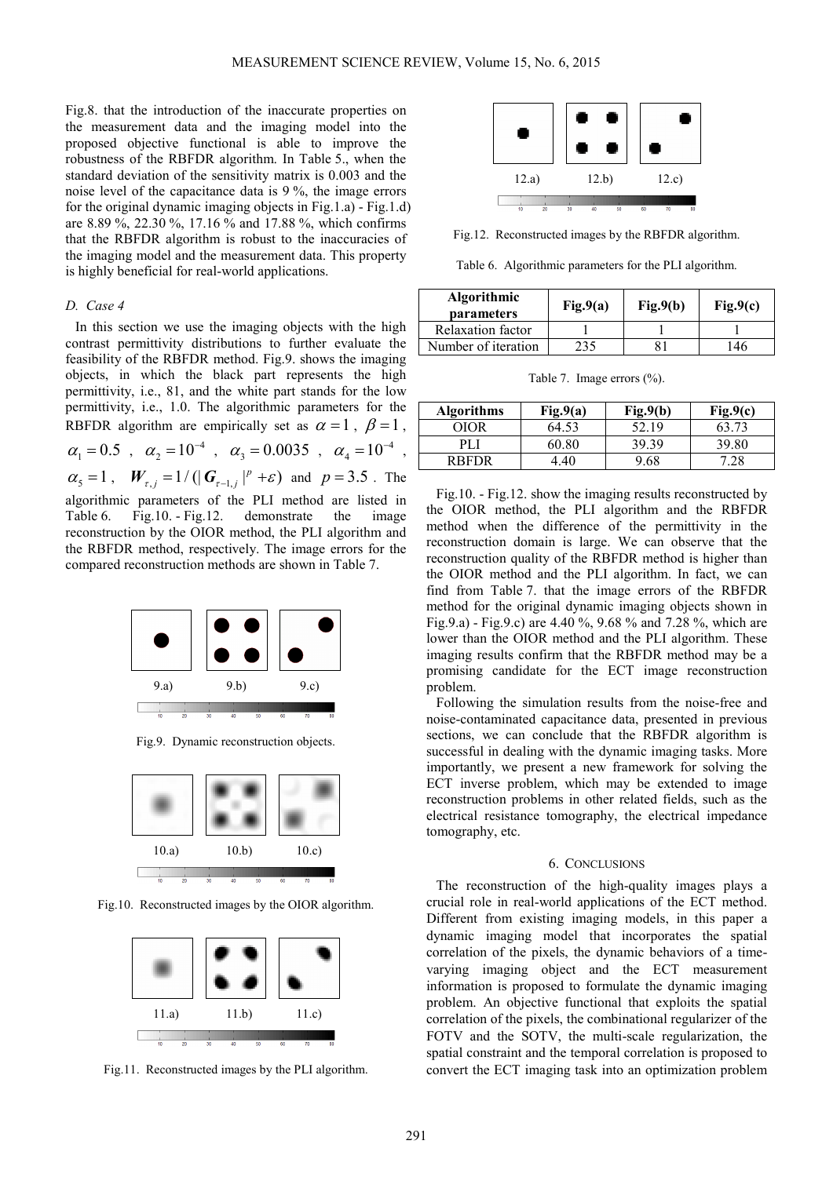Fig.8. that the introduction of the inaccurate properties on the measurement data and the imaging model into the proposed objective functional is able to improve the robustness of the RBFDR algorithm. In Table 5., when the standard deviation of the sensitivity matrix is 0.003 and the noise level of the capacitance data is 9 %, the image errors for the original dynamic imaging objects in Fig.1.a) - Fig.1.d) are 8.89 %, 22.30 %, 17.16 % and 17.88 %, which confirms that the RBFDR algorithm is robust to the inaccuracies of the imaging model and the measurement data. This property is highly beneficial for real-world applications.

### *D. Case 4*

In this section we use the imaging objects with the high contrast permittivity distributions to further evaluate the feasibility of the RBFDR method. Fig.9. shows the imaging objects, in which the black part represents the high permittivity, i.e., 81, and the white part stands for the low permittivity, i.e., 1.0. The algorithmic parameters for the RBFDR algorithm are empirically set as $\alpha = 1$, $\beta = 1$, $\alpha_1 = 0.5$, $\alpha_2 = 10^{-4}$, $\alpha_3 = 0.0035$, $\alpha_4 = 10^{-4}$, $\alpha_5 = 1$, $\boldsymbol{W}_{\tau,j} = 1/(|\boldsymbol{G}_{\tau-1,j}|^p + \varepsilon)$ and $p = 3.5$. The algorithmic parameters of the PLI method are listed in Table 6. Fig.10. - Fig.12. demonstrate the image reconstruction by the OIOR method, the PLI algorithm and the RBFDR method, respectively. The image errors for the compared reconstruction methods are shown in Table 7.

9.a) 9.b) 9.c)

10 20 30 40 50 60 70 80

Fig.9. Dynamic reconstruction objects.

10.a) 10.b) 10.c)

10 20 30 40 50 60 70 80

Fig.10. Reconstructed images by the OIOR algorithm.

11.a) 11.b) 11.c)

10 20 30 40 50 60 70 80

Fig.11. Reconstructed images by the PLI algorithm.

12.a) 12.b) 12.c)

10 20 30 40 50 60 70 80

Fig.12. Reconstructed images by the RBFDR algorithm.

Table 6. Algorithmic parameters for the PLI algorithm.

| Algorithmic parameters | Fig.9(a) | Fig.9(b) | Fig.9(c) |
|---|---|---|---|
| Relaxation factor | 1 | 1 | 1 |
| Number of iteration | 235 | 81 | 146 |

Table 7. Image errors (%).

| Algorithms | Fig.9(a) | Fig.9(b) | Fig.9(c) |
|---|---|---|---|
| OIOR | 64.53 | 52.19 | 63.73 |
| PLI | 60.80 | 39.39 | 39.80 |
| RBFDR | 4.40 | 9.68 | 7.28 |

Fig.10. - Fig.12. show the imaging results reconstructed by the OIOR method, the PLI algorithm and the RBFDR method when the difference of the permittivity in the reconstruction domain is large. We can observe that the reconstruction quality of the RBFDR method is higher than the OIOR method and the PLI algorithm. In fact, we can find from Table 7. that the image errors of the RBFDR method for the original dynamic imaging objects shown in Fig.9.a) - Fig.9.c) are 4.40 %, 9.68 % and 7.28 %, which are lower than the OIOR method and the PLI algorithm. These imaging results confirm that the RBFDR method may be a promising candidate for the ECT image reconstruction problem.

Following the simulation results from the noise-free and noise-contaminated capacitance data, presented in previous sections, we can conclude that the RBFDR algorithm is successful in dealing with the dynamic imaging tasks. More importantly, we present a new framework for solving the ECT inverse problem, which may be extended to image reconstruction problems in other related fields, such as the electrical resistance tomography, the electrical impedance tomography, etc.

## 6. CONCLUSIONS

The reconstruction of the high-quality images plays a crucial role in real-world applications of the ECT method. Different from existing imaging models, in this paper a dynamic imaging model that incorporates the spatial correlation of the pixels, the dynamic behaviors of a time-varying imaging object and the ECT measurement information is proposed to formulate the dynamic imaging problem. An objective functional that exploits the spatial correlation of the pixels, the combinational regularizer of the FOTV and the SOTV, the multi-scale regularization, the spatial constraint and the temporal correlation is proposed to convert the ECT imaging task into an optimization problem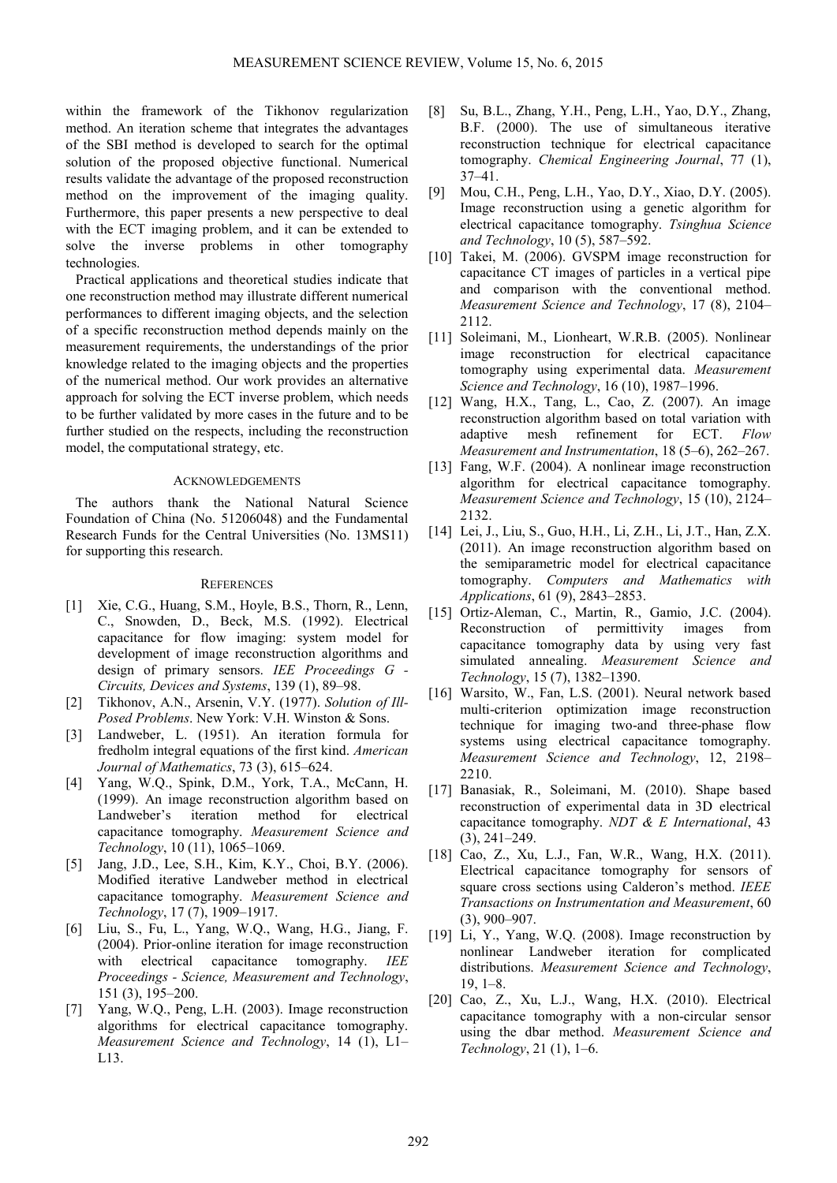within the framework of the Tikhonov regularization method. An iteration scheme that integrates the advantages of the SBI method is developed to search for the optimal solution of the proposed objective functional. Numerical results validate the advantage of the proposed reconstruction method on the improvement of the imaging quality. Furthermore, this paper presents a new perspective to deal with the ECT imaging problem, and it can be extended to solve the inverse problems in other tomography technologies.

Practical applications and theoretical studies indicate that one reconstruction method may illustrate different numerical performances to different imaging objects, and the selection of a specific reconstruction method depends mainly on the measurement requirements, the understandings of the prior knowledge related to the imaging objects and the properties of the numerical method. Our work provides an alternative approach for solving the ECT inverse problem, which needs to be further validated by more cases in the future and to be further studied on the respects, including the reconstruction model, the computational strategy, etc.

## ACKNOWLEDGEMENTS

The authors thank the National Natural Science Foundation of China (No. 51206048) and the Fundamental Research Funds for the Central Universities (No. 13MS11) for supporting this research.

## REFERENCES

[1] Xie, C.G., Huang, S.M., Hoyle, B.S., Thorn, R., Lenn, C., Snowden, D., Beck, M.S. (1992). Electrical capacitance for flow imaging: system model for development of image reconstruction algorithms and design of primary sensors. *IEE Proceedings G - Circuits, Devices and Systems*, 139 (1), 89–98.

[2] Tikhonov, A.N., Arsenin, V.Y. (1977). *Solution of Ill-Posed Problems*. New York: V.H. Winston & Sons.

[3] Landweber, L. (1951). An iteration formula for fredholm integral equations of the first kind. *American Journal of Mathematics*, 73 (3), 615–624.

[4] Yang, W.Q., Spink, D.M., York, T.A., McCann, H. (1999). An image reconstruction algorithm based on Landweber's iteration method for electrical capacitance tomography. *Measurement Science and Technology*, 10 (11), 1065–1069.

[5] Jang, J.D., Lee, S.H., Kim, K.Y., Choi, B.Y. (2006). Modified iterative Landweber method in electrical capacitance tomography. *Measurement Science and Technology*, 17 (7), 1909–1917.

[6] Liu, S., Fu, L., Yang, W.Q., Wang, H.G., Jiang, F. (2004). Prior-online iteration for image reconstruction with electrical capacitance tomography. *IEE Proceedings - Science, Measurement and Technology*, 151 (3), 195–200.

[7] Yang, W.Q., Peng, L.H. (2003). Image reconstruction algorithms for electrical capacitance tomography. *Measurement Science and Technology*, 14 (1), L1–L13.

[8] Su, B.L., Zhang, Y.H., Peng, L.H., Yao, D.Y., Zhang, B.F. (2000). The use of simultaneous iterative reconstruction technique for electrical capacitance tomography. *Chemical Engineering Journal*, 77 (1), 37–41.

[9] Mou, C.H., Peng, L.H., Yao, D.Y., Xiao, D.Y. (2005). Image reconstruction using a genetic algorithm for electrical capacitance tomography. *Tsinghua Science and Technology*, 10 (5), 587–592.

[10] Takei, M. (2006). GVSPM image reconstruction for capacitance CT images of particles in a vertical pipe and comparison with the conventional method. *Measurement Science and Technology*, 17 (8), 2104–2112.

[11] Soleimani, M., Lionheart, W.R.B. (2005). Nonlinear image reconstruction for electrical capacitance tomography using experimental data. *Measurement Science and Technology*, 16 (10), 1987–1996.

[12] Wang, H.X., Tang, L., Cao, Z. (2007). An image reconstruction algorithm based on total variation with adaptive mesh refinement for ECT. *Flow Measurement and Instrumentation*, 18 (5–6), 262–267.

[13] Fang, W.F. (2004). A nonlinear image reconstruction algorithm for electrical capacitance tomography. *Measurement Science and Technology*, 15 (10), 2124–2132.

[14] Lei, J., Liu, S., Guo, H.H., Li, Z.H., Li, J.T., Han, Z.X. (2011). An image reconstruction algorithm based on the semiparametric model for electrical capacitance tomography. *Computers and Mathematics with Applications*, 61 (9), 2843–2853.

[15] Ortiz-Aleman, C., Martin, R., Gamio, J.C. (2004). Reconstruction of permittivity images from capacitance tomography data by using very fast simulated annealing. *Measurement Science and Technology*, 15 (7), 1382–1390.

[16] Warsito, W., Fan, L.S. (2001). Neural network based multi-criterion optimization image reconstruction technique for imaging two-and three-phase flow systems using electrical capacitance tomography. *Measurement Science and Technology*, 12, 2198–2210.

[17] Banasiak, R., Soleimani, M. (2010). Shape based reconstruction of experimental data in 3D electrical capacitance tomography. *NDT & E International*, 43 (3), 241–249.

[18] Cao, Z., Xu, L.J., Fan, W.R., Wang, H.X. (2011). Electrical capacitance tomography for sensors of square cross sections using Calderon's method. *IEEE Transactions on Instrumentation and Measurement*, 60 (3), 900–907.

[19] Li, Y., Yang, W.Q. (2008). Image reconstruction by nonlinear Landweber iteration for complicated distributions. *Measurement Science and Technology*, 19, 1–8.

[20] Cao, Z., Xu, L.J., Wang, H.X. (2010). Electrical capacitance tomography with a non-circular sensor using the dbar method. *Measurement Science and Technology*, 21 (1), 1–6.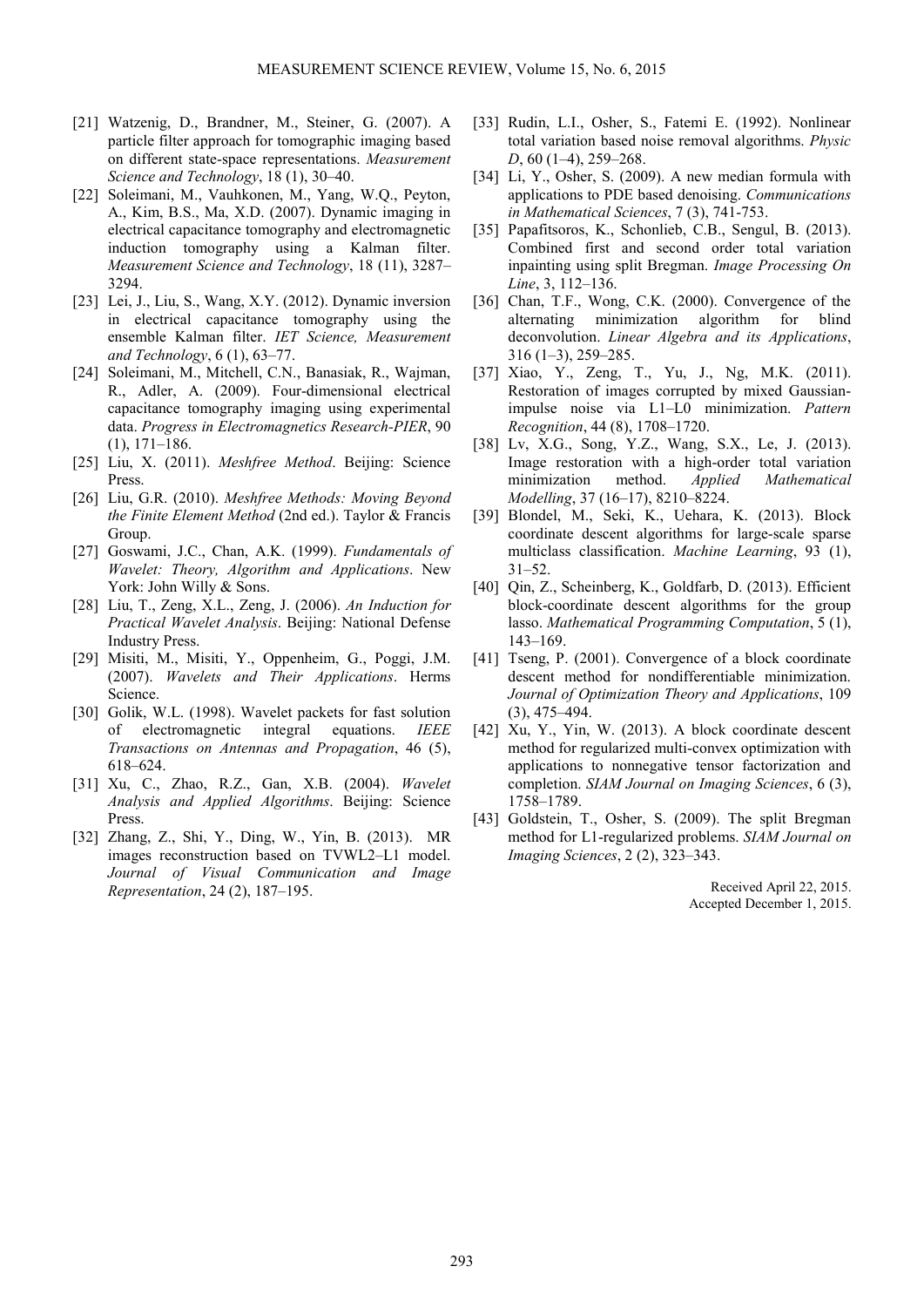[21] Watzenig, D., Brandner, M., Steiner, G. (2007). A particle filter approach for tomographic imaging based on different state-space representations. *Measurement Science and Technology*, 18 (1), 30–40.

[22] Soleimani, M., Vauhkonen, M., Yang, W.Q., Peyton, A., Kim, B.S., Ma, X.D. (2007). Dynamic imaging in electrical capacitance tomography and electromagnetic induction tomography using a Kalman filter. *Measurement Science and Technology*, 18 (11), 3287–3294.

[23] Lei, J., Liu, S., Wang, X.Y. (2012). Dynamic inversion in electrical capacitance tomography using the ensemble Kalman filter. *IET Science, Measurement and Technology*, 6 (1), 63–77.

[24] Soleimani, M., Mitchell, C.N., Banasiak, R., Wajman, R., Adler, A. (2009). Four-dimensional electrical capacitance tomography imaging using experimental data. *Progress in Electromagnetics Research-PIER*, 90 (1), 171–186.

[25] Liu, X. (2011). *Meshfree Method*. Beijing: Science Press.

[26] Liu, G.R. (2010). *Meshfree Methods: Moving Beyond the Finite Element Method* (2nd ed.). Taylor & Francis Group.

[27] Goswami, J.C., Chan, A.K. (1999). *Fundamentals of Wavelet: Theory, Algorithm and Applications*. New York: John Willy & Sons.

[28] Liu, T., Zeng, X.L., Zeng, J. (2006). *An Induction for Practical Wavelet Analysis*. Beijing: National Defense Industry Press.

[29] Misiti, M., Misiti, Y., Oppenheim, G., Poggi, J.M. (2007). *Wavelets and Their Applications*. Herms Science.

[30] Golik, W.L. (1998). Wavelet packets for fast solution of electromagnetic integral equations. *IEEE Transactions on Antennas and Propagation*, 46 (5), 618–624.

[31] Xu, C., Zhao, R.Z., Gan, X.B. (2004). *Wavelet Analysis and Applied Algorithms*. Beijing: Science Press.

[32] Zhang, Z., Shi, Y., Ding, W., Yin, B. (2013). MR images reconstruction based on TVWL2–L1 model. *Journal of Visual Communication and Image Representation*, 24 (2), 187–195.

[33] Rudin, L.I., Osher, S., Fatemi E. (1992). Nonlinear total variation based noise removal algorithms. *Physic D*, 60 (1–4), 259–268.

[34] Li, Y., Osher, S. (2009). A new median formula with applications to PDE based denoising. *Communications in Mathematical Sciences*, 7 (3), 741-753.

[35] Papafitsoros, K., Schonlieb, C.B., Sengul, B. (2013). Combined first and second order total variation inpainting using split Bregman. *Image Processing On Line*, 3, 112–136.

[36] Chan, T.F., Wong, C.K. (2000). Convergence of the alternating minimization algorithm for blind deconvolution. *Linear Algebra and its Applications*, 316 (1–3), 259–285.

[37] Xiao, Y., Zeng, T., Yu, J., Ng, M.K. (2011). Restoration of images corrupted by mixed Gaussian-impulse noise via L1–L0 minimization. *Pattern Recognition*, 44 (8), 1708–1720.

[38] Lv, X.G., Song, Y.Z., Wang, S.X., Le, J. (2013). Image restoration with a high-order total variation minimization method. *Applied Mathematical Modelling*, 37 (16–17), 8210–8224.

[39] Blondel, M., Seki, K., Uehara, K. (2013). Block coordinate descent algorithms for large-scale sparse multiclass classification. *Machine Learning*, 93 (1), 31–52.

[40] Qin, Z., Scheinberg, K., Goldfarb, D. (2013). Efficient block-coordinate descent algorithms for the group lasso. *Mathematical Programming Computation*, 5 (1), 143–169.

[41] Tseng, P. (2001). Convergence of a block coordinate descent method for nondifferentiable minimization. *Journal of Optimization Theory and Applications*, 109 (3), 475–494.

[42] Xu, Y., Yin, W. (2013). A block coordinate descent method for regularized multi-convex optimization with applications to nonnegative tensor factorization and completion. *SIAM Journal on Imaging Sciences*, 6 (3), 1758–1789.

[43] Goldstein, T., Osher, S. (2009). The split Bregman method for L1-regularized problems. *SIAM Journal on Imaging Sciences*, 2 (2), 323–343.

Received April 22, 2015.
Accepted December 1, 2015.